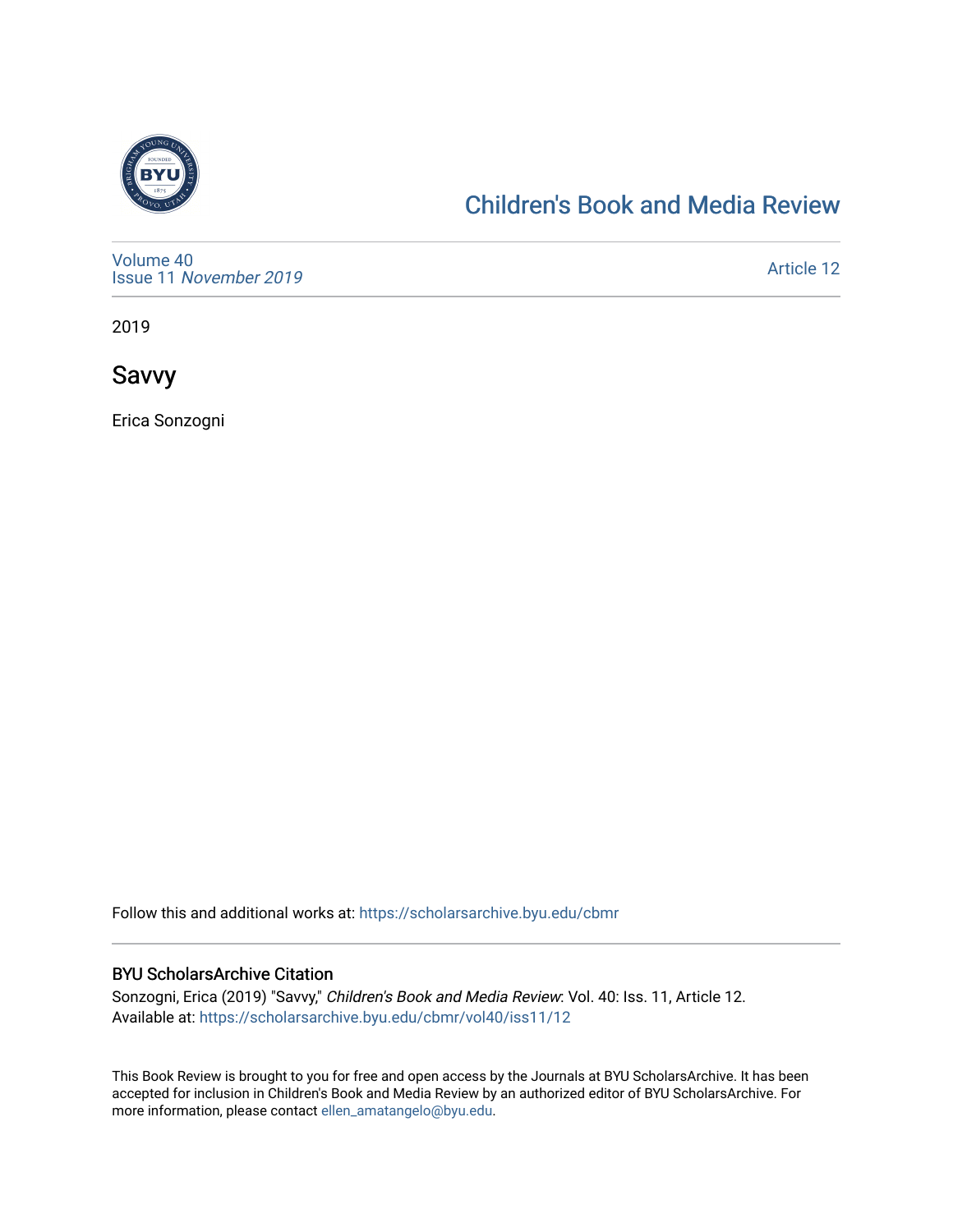# Children's Book and Media Review

Volume 40
Issue 11 *November 2019*

Article 12

2019

## Savvy

Erica Sonzogni

Follow this and additional works at: https://scholarsarchive.byu.edu/cbmr

### BYU ScholarsArchive Citation

Sonzogni, Erica (2019) "Savvy," *Children's Book and Media Review*: Vol. 40: Iss. 11, Article 12.
Available at: https://scholarsarchive.byu.edu/cbmr/vol40/iss11/12

This Book Review is brought to you for free and open access by the Journals at BYU ScholarsArchive. It has been accepted for inclusion in Children's Book and Media Review by an authorized editor of BYU ScholarsArchive. For more information, please contact ellen_amatangelo@byu.edu.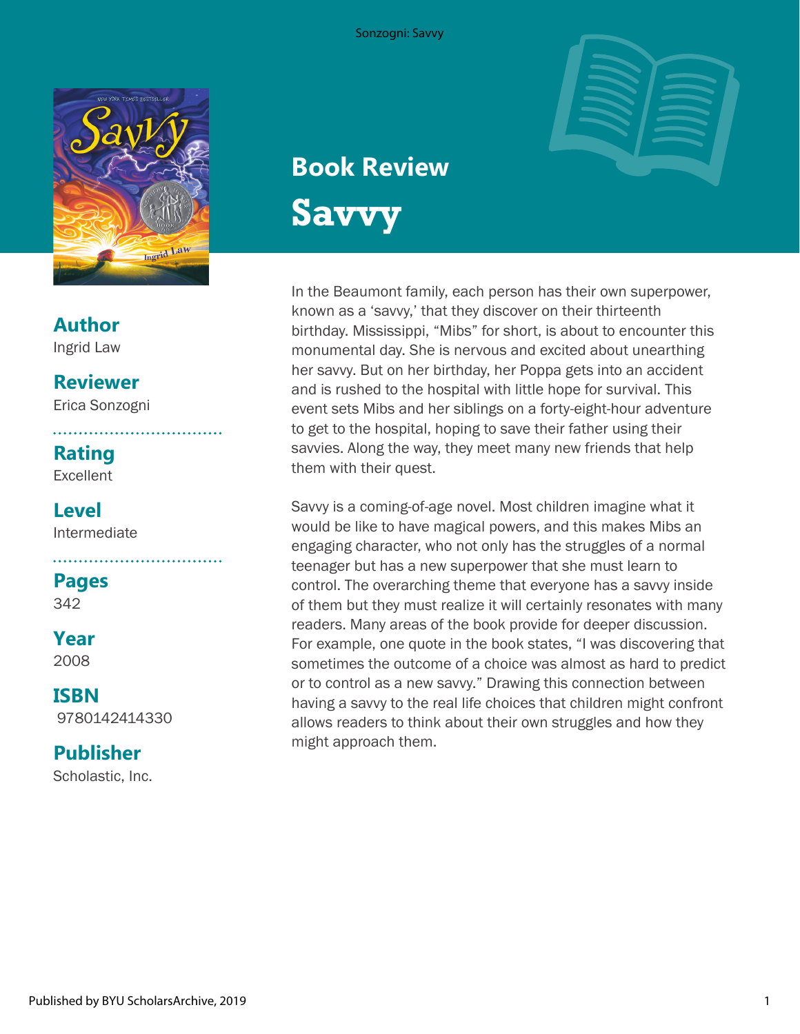# Book Review

## Savvy

**Author**
Ingrid Law

**Reviewer**
Erica Sonzogni

**Rating**
Excellent

**Level**
Intermediate

**Pages**
342

**Year**
2008

**ISBN**
9780142414330

**Publisher**
Scholastic, Inc.

In the Beaumont family, each person has their own superpower, known as a 'savvy,' that they discover on their thirteenth birthday. Mississippi, "Mibs" for short, is about to encounter this monumental day. She is nervous and excited about unearthing her savvy. But on her birthday, her Poppa gets into an accident and is rushed to the hospital with little hope for survival. This event sets Mibs and her siblings on a forty-eight-hour adventure to get to the hospital, hoping to save their father using their savvies. Along the way, they meet many new friends that help them with their quest.

Savvy is a coming-of-age novel. Most children imagine what it would be like to have magical powers, and this makes Mibs an engaging character, who not only has the struggles of a normal teenager but has a new superpower that she must learn to control. The overarching theme that everyone has a savvy inside of them but they must realize it will certainly resonates with many readers. Many areas of the book provide for deeper discussion. For example, one quote in the book states, "I was discovering that sometimes the outcome of a choice was almost as hard to predict or to control as a new savvy." Drawing this connection between having a savvy to the real life choices that children might confront allows readers to think about their own struggles and how they might approach them.